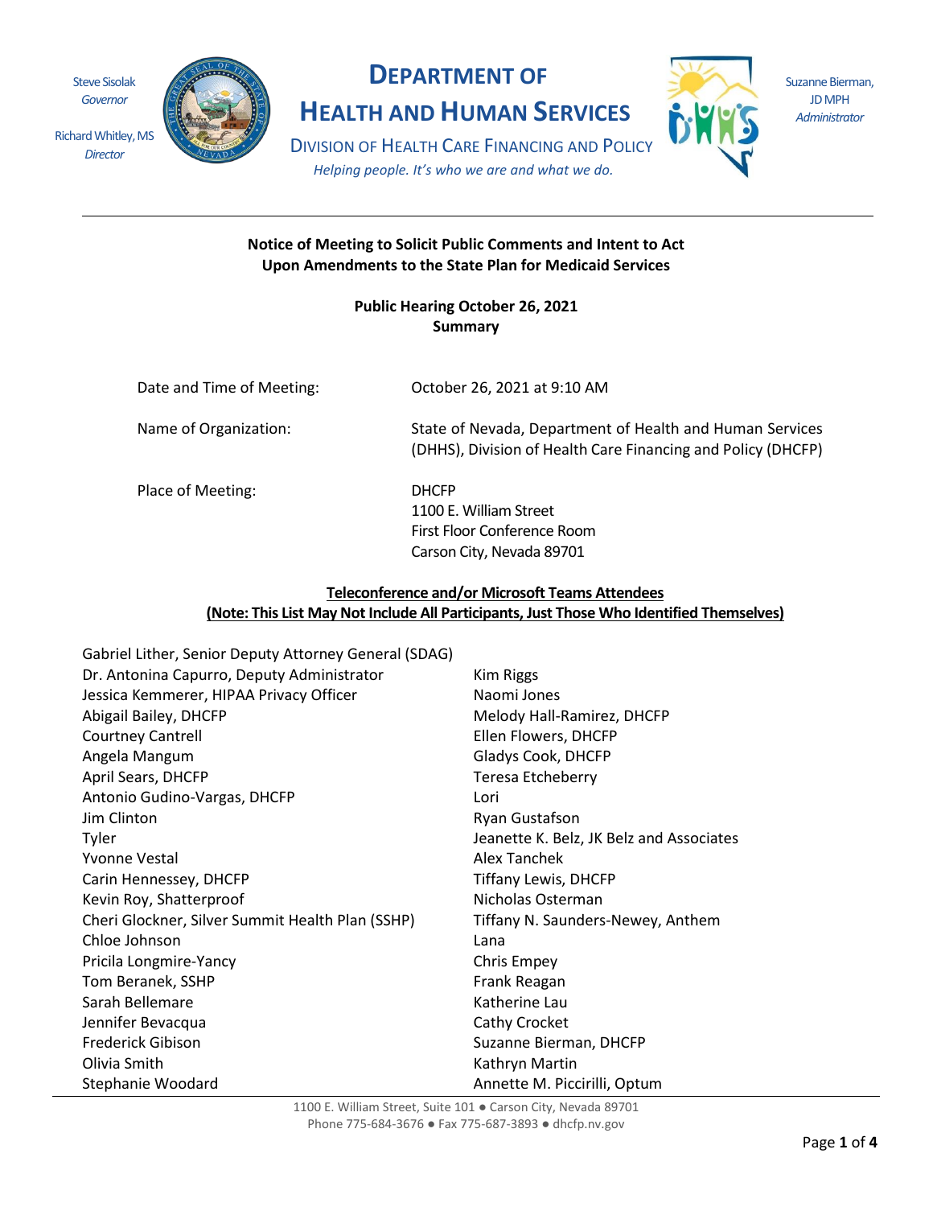Steve Sisolak
*Governor*

Richard Whitley, MS
*Director*

# DEPARTMENT OF HEALTH AND HUMAN SERVICES

DIVISION OF HEALTH CARE FINANCING AND POLICY

*Helping people. It's who we are and what we do.*

Suzanne Bierman, JD MPH
*Administrator*

---

**Notice of Meeting to Solicit Public Comments and Intent to Act Upon Amendments to the State Plan for Medicaid Services**

**Public Hearing October 26, 2021**
**Summary**

Date and Time of Meeting: October 26, 2021 at 9:10 AM

Name of Organization: State of Nevada, Department of Health and Human Services (DHHS), Division of Health Care Financing and Policy (DHCFP)

Place of Meeting: DHCFP
1100 E. William Street
First Floor Conference Room
Carson City, Nevada 89701

**Teleconference and/or Microsoft Teams Attendees**
**(Note: This List May Not Include All Participants, Just Those Who Identified Themselves)**

Gabriel Lither, Senior Deputy Attorney General (SDAG)
Dr. Antonina Capurro, Deputy Administrator
Jessica Kemmerer, HIPAA Privacy Officer
Abigail Bailey, DHCFP
Courtney Cantrell
Angela Mangum
April Sears, DHCFP
Antonio Gudino-Vargas, DHCFP
Jim Clinton
Tyler
Yvonne Vestal
Carin Hennessey, DHCFP
Kevin Roy, Shatterproof
Cheri Glockner, Silver Summit Health Plan (SSHP)
Chloe Johnson
Pricila Longmire-Yancy
Tom Beranek, SSHP
Sarah Bellemare
Jennifer Bevacqua
Frederick Gibison
Olivia Smith
Stephanie Woodard
Kim Riggs
Naomi Jones
Melody Hall-Ramirez, DHCFP
Ellen Flowers, DHCFP
Gladys Cook, DHCFP
Teresa Etcheberry
Lori
Ryan Gustafson
Jeanette K. Belz, JK Belz and Associates
Alex Tanchek
Tiffany Lewis, DHCFP
Nicholas Osterman
Tiffany N. Saunders-Newey, Anthem
Lana
Chris Empey
Frank Reagan
Katherine Lau
Cathy Crocket
Suzanne Bierman, DHCFP
Kathryn Martin
Annette M. Piccirilli, Optum

1100 E. William Street, Suite 101 ● Carson City, Nevada 89701
Phone 775-684-3676 ● Fax 775-687-3893 ● dhcfp.nv.gov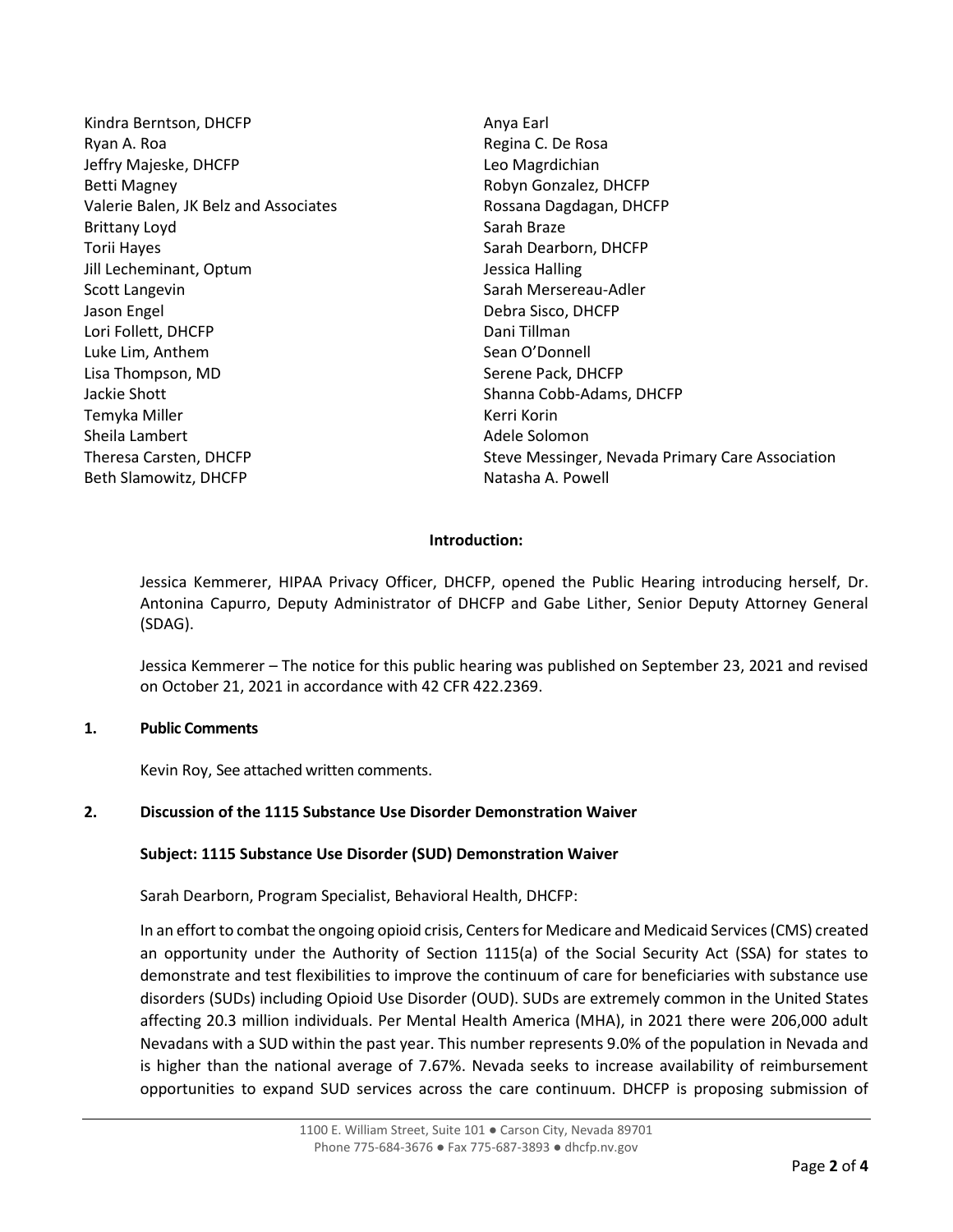Kindra Berntson, DHCFP
Ryan A. Roa
Jeffry Majeske, DHCFP
Betti Magney
Valerie Balen, JK Belz and Associates
Brittany Loyd
Torii Hayes
Jill Lecheminant, Optum
Scott Langevin
Jason Engel
Lori Follett, DHCFP
Luke Lim, Anthem
Lisa Thompson, MD
Jackie Shott
Temyka Miller
Sheila Lambert
Theresa Carsten, DHCFP
Beth Slamowitz, DHCFP
Anya Earl
Regina C. De Rosa
Leo Magrdichian
Robyn Gonzalez, DHCFP
Rossana Dagdagan, DHCFP
Sarah Braze
Sarah Dearborn, DHCFP
Jessica Halling
Sarah Mersereau-Adler
Debra Sisco, DHCFP
Dani Tillman
Sean O'Donnell
Serene Pack, DHCFP
Shanna Cobb-Adams, DHCFP
Kerri Korin
Adele Solomon
Steve Messinger, Nevada Primary Care Association
Natasha A. Powell

**Introduction:**

Jessica Kemmerer, HIPAA Privacy Officer, DHCFP, opened the Public Hearing introducing herself, Dr. Antonina Capurro, Deputy Administrator of DHCFP and Gabe Lither, Senior Deputy Attorney General (SDAG).

Jessica Kemmerer – The notice for this public hearing was published on September 23, 2021 and revised on October 21, 2021 in accordance with 42 CFR 422.2369.

**1. Public Comments**

Kevin Roy, See attached written comments.

**2. Discussion of the 1115 Substance Use Disorder Demonstration Waiver**

**Subject: 1115 Substance Use Disorder (SUD) Demonstration Waiver**

Sarah Dearborn, Program Specialist, Behavioral Health, DHCFP:

In an effort to combat the ongoing opioid crisis, Centers for Medicare and Medicaid Services (CMS) created an opportunity under the Authority of Section 1115(a) of the Social Security Act (SSA) for states to demonstrate and test flexibilities to improve the continuum of care for beneficiaries with substance use disorders (SUDs) including Opioid Use Disorder (OUD). SUDs are extremely common in the United States affecting 20.3 million individuals. Per Mental Health America (MHA), in 2021 there were 206,000 adult Nevadans with a SUD within the past year. This number represents 9.0% of the population in Nevada and is higher than the national average of 7.67%. Nevada seeks to increase availability of reimbursement opportunities to expand SUD services across the care continuum. DHCFP is proposing submission of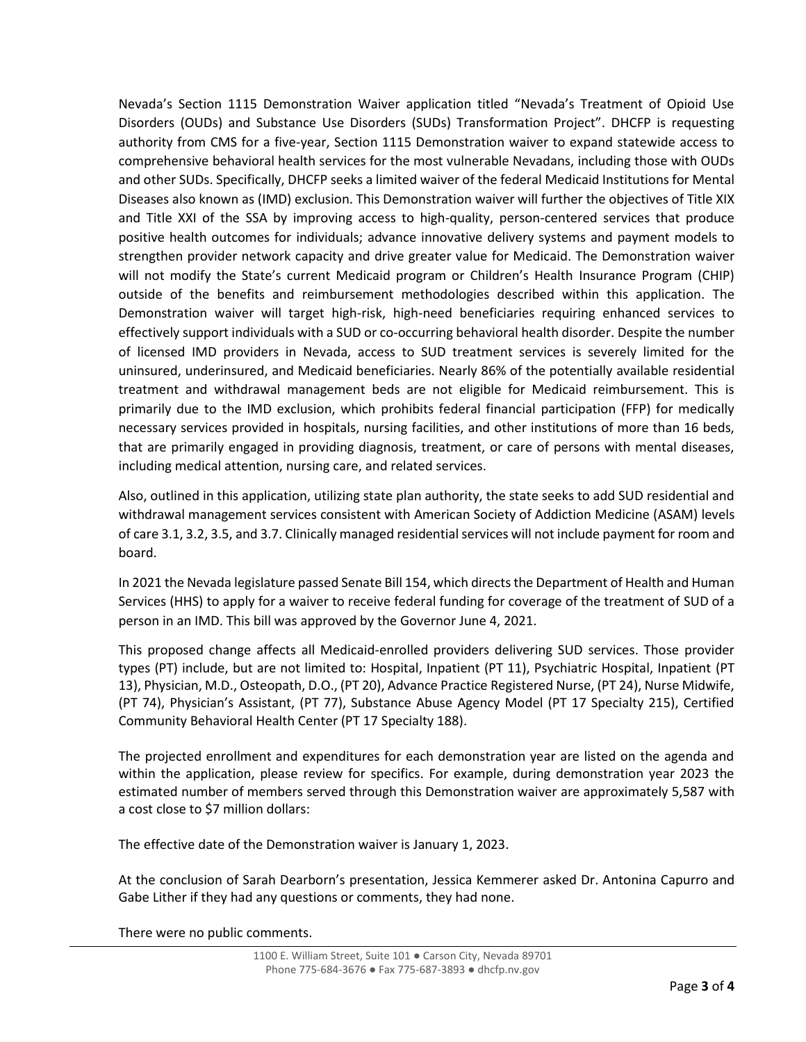Nevada's Section 1115 Demonstration Waiver application titled "Nevada's Treatment of Opioid Use Disorders (OUDs) and Substance Use Disorders (SUDs) Transformation Project". DHCFP is requesting authority from CMS for a five-year, Section 1115 Demonstration waiver to expand statewide access to comprehensive behavioral health services for the most vulnerable Nevadans, including those with OUDs and other SUDs. Specifically, DHCFP seeks a limited waiver of the federal Medicaid Institutions for Mental Diseases also known as (IMD) exclusion. This Demonstration waiver will further the objectives of Title XIX and Title XXI of the SSA by improving access to high-quality, person-centered services that produce positive health outcomes for individuals; advance innovative delivery systems and payment models to strengthen provider network capacity and drive greater value for Medicaid. The Demonstration waiver will not modify the State's current Medicaid program or Children's Health Insurance Program (CHIP) outside of the benefits and reimbursement methodologies described within this application. The Demonstration waiver will target high-risk, high-need beneficiaries requiring enhanced services to effectively support individuals with a SUD or co-occurring behavioral health disorder. Despite the number of licensed IMD providers in Nevada, access to SUD treatment services is severely limited for the uninsured, underinsured, and Medicaid beneficiaries. Nearly 86% of the potentially available residential treatment and withdrawal management beds are not eligible for Medicaid reimbursement. This is primarily due to the IMD exclusion, which prohibits federal financial participation (FFP) for medically necessary services provided in hospitals, nursing facilities, and other institutions of more than 16 beds, that are primarily engaged in providing diagnosis, treatment, or care of persons with mental diseases, including medical attention, nursing care, and related services.

Also, outlined in this application, utilizing state plan authority, the state seeks to add SUD residential and withdrawal management services consistent with American Society of Addiction Medicine (ASAM) levels of care 3.1, 3.2, 3.5, and 3.7. Clinically managed residential services will not include payment for room and board.

In 2021 the Nevada legislature passed Senate Bill 154, which directs the Department of Health and Human Services (HHS) to apply for a waiver to receive federal funding for coverage of the treatment of SUD of a person in an IMD. This bill was approved by the Governor June 4, 2021.

This proposed change affects all Medicaid-enrolled providers delivering SUD services. Those provider types (PT) include, but are not limited to: Hospital, Inpatient (PT 11), Psychiatric Hospital, Inpatient (PT 13), Physician, M.D., Osteopath, D.O., (PT 20), Advance Practice Registered Nurse, (PT 24), Nurse Midwife, (PT 74), Physician's Assistant, (PT 77), Substance Abuse Agency Model (PT 17 Specialty 215), Certified Community Behavioral Health Center (PT 17 Specialty 188).

The projected enrollment and expenditures for each demonstration year are listed on the agenda and within the application, please review for specifics. For example, during demonstration year 2023 the estimated number of members served through this Demonstration waiver are approximately 5,587 with a cost close to $7 million dollars:

The effective date of the Demonstration waiver is January 1, 2023.

At the conclusion of Sarah Dearborn's presentation, Jessica Kemmerer asked Dr. Antonina Capurro and Gabe Lither if they had any questions or comments, they had none.

There were no public comments.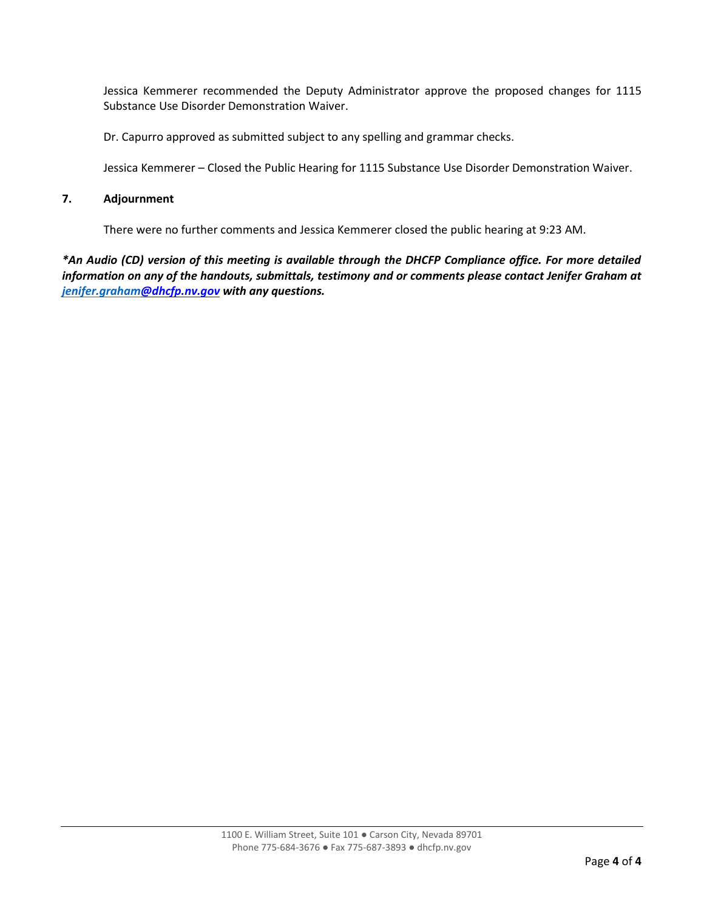Jessica Kemmerer recommended the Deputy Administrator approve the proposed changes for 1115 Substance Use Disorder Demonstration Waiver.

Dr. Capurro approved as submitted subject to any spelling and grammar checks.

Jessica Kemmerer – Closed the Public Hearing for 1115 Substance Use Disorder Demonstration Waiver.

**7. Adjournment**

There were no further comments and Jessica Kemmerer closed the public hearing at 9:23 AM.

***\*An Audio (CD) version of this meeting is available through the DHCFP Compliance office. For more detailed information on any of the handouts, submittals, testimony and or comments please contact Jenifer Graham at [jenifer.graham@dhcfp.nv.gov](mailto:jenifer.graham@dhcfp.nv.gov) with any questions.***

1100 E. William Street, Suite 101 ● Carson City, Nevada 89701
Phone 775-684-3676 ● Fax 775-687-3893 ● dhcfp.nv.gov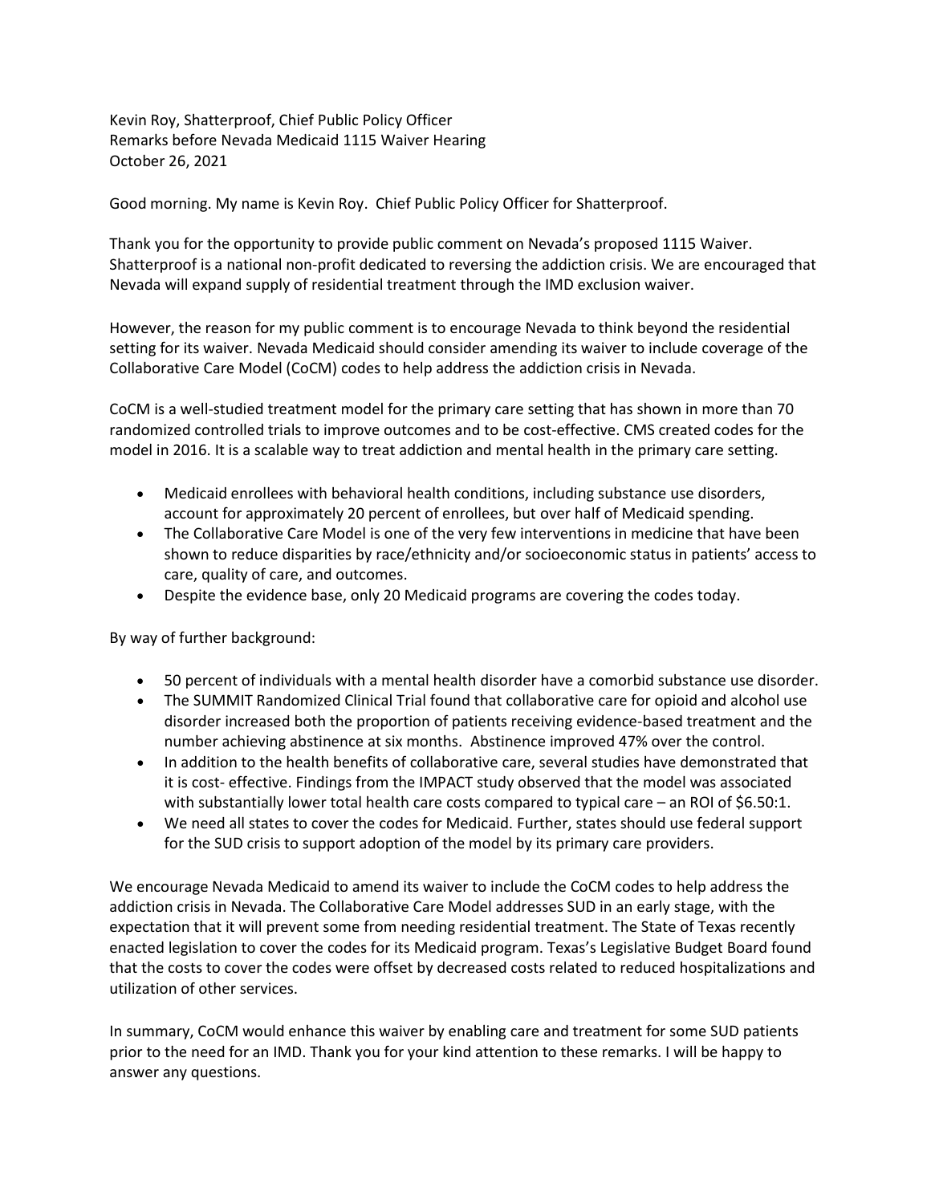Kevin Roy, Shatterproof, Chief Public Policy Officer
Remarks before Nevada Medicaid 1115 Waiver Hearing
October 26, 2021

Good morning. My name is Kevin Roy. Chief Public Policy Officer for Shatterproof.

Thank you for the opportunity to provide public comment on Nevada's proposed 1115 Waiver. Shatterproof is a national non-profit dedicated to reversing the addiction crisis. We are encouraged that Nevada will expand supply of residential treatment through the IMD exclusion waiver.

However, the reason for my public comment is to encourage Nevada to think beyond the residential setting for its waiver. Nevada Medicaid should consider amending its waiver to include coverage of the Collaborative Care Model (CoCM) codes to help address the addiction crisis in Nevada.

CoCM is a well-studied treatment model for the primary care setting that has shown in more than 70 randomized controlled trials to improve outcomes and to be cost-effective. CMS created codes for the model in 2016. It is a scalable way to treat addiction and mental health in the primary care setting.

- Medicaid enrollees with behavioral health conditions, including substance use disorders, account for approximately 20 percent of enrollees, but over half of Medicaid spending.
- The Collaborative Care Model is one of the very few interventions in medicine that have been shown to reduce disparities by race/ethnicity and/or socioeconomic status in patients' access to care, quality of care, and outcomes.
- Despite the evidence base, only 20 Medicaid programs are covering the codes today.

By way of further background:

- 50 percent of individuals with a mental health disorder have a comorbid substance use disorder.
- The SUMMIT Randomized Clinical Trial found that collaborative care for opioid and alcohol use disorder increased both the proportion of patients receiving evidence-based treatment and the number achieving abstinence at six months. Abstinence improved 47% over the control.
- In addition to the health benefits of collaborative care, several studies have demonstrated that it is cost- effective. Findings from the IMPACT study observed that the model was associated with substantially lower total health care costs compared to typical care – an ROI of $6.50:1.
- We need all states to cover the codes for Medicaid. Further, states should use federal support for the SUD crisis to support adoption of the model by its primary care providers.

We encourage Nevada Medicaid to amend its waiver to include the CoCM codes to help address the addiction crisis in Nevada. The Collaborative Care Model addresses SUD in an early stage, with the expectation that it will prevent some from needing residential treatment. The State of Texas recently enacted legislation to cover the codes for its Medicaid program. Texas's Legislative Budget Board found that the costs to cover the codes were offset by decreased costs related to reduced hospitalizations and utilization of other services.

In summary, CoCM would enhance this waiver by enabling care and treatment for some SUD patients prior to the need for an IMD. Thank you for your kind attention to these remarks. I will be happy to answer any questions.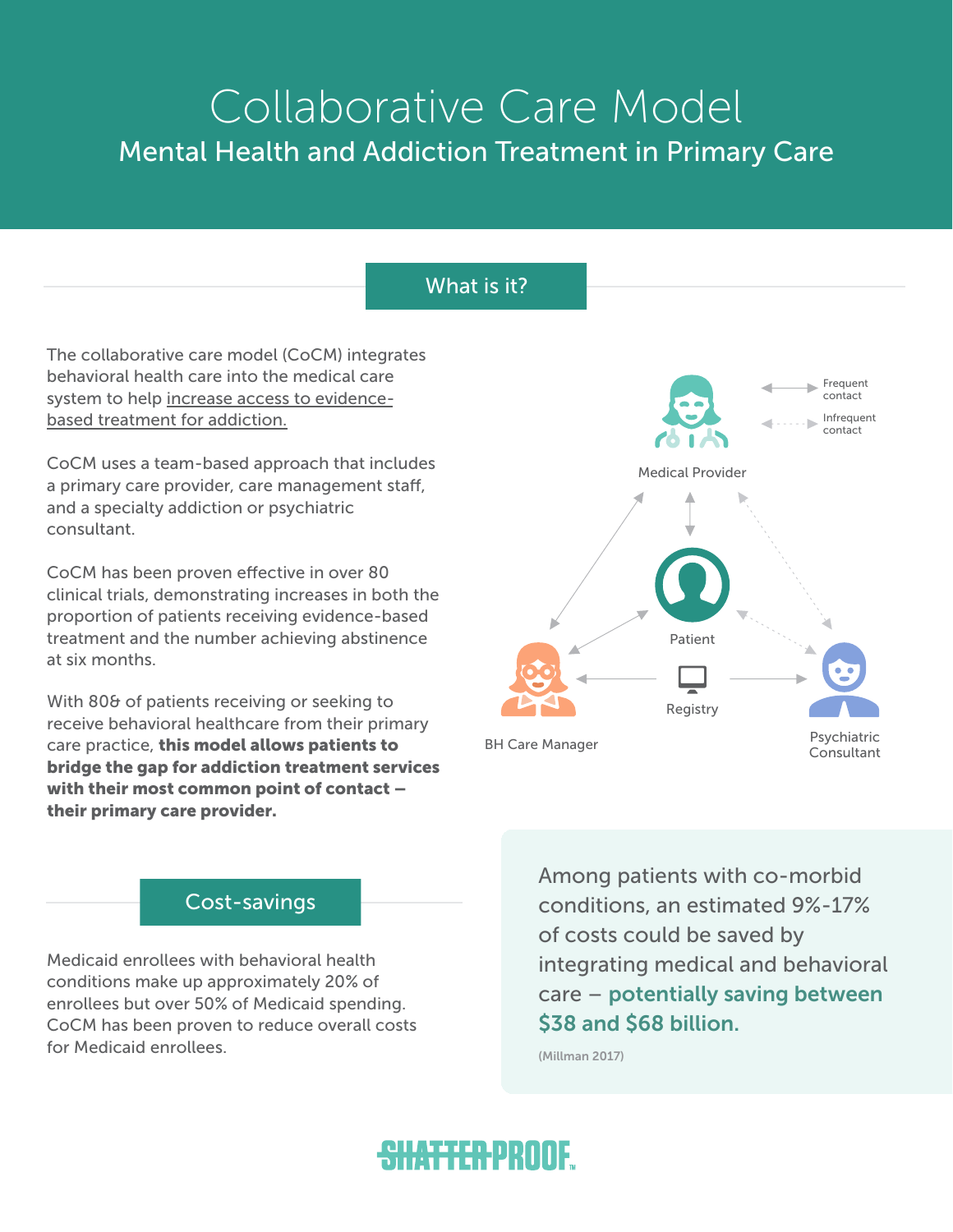# Collaborative Care Model

## Mental Health and Addiction Treatment in Primary Care

### What is it?

The collaborative care model (CoCM) integrates behavioral health care into the medical care system to help increase access to evidence-based treatment for addiction.

CoCM uses a team-based approach that includes a primary care provider, care management staff, and a specialty addiction or psychiatric consultant.

CoCM has been proven effective in over 80 clinical trials, demonstrating increases in both the proportion of patients receiving evidence-based treatment and the number achieving abstinence at six months.

With 80& of patients receiving or seeking to receive behavioral healthcare from their primary care practice, **this model allows patients to bridge the gap for addiction treatment services with their most common point of contact – their primary care provider.**

Frequent contact

Infrequent contact

Medical Provider

Patient

Registry

BH Care Manager

Psychiatric Consultant

### Cost-savings

Medicaid enrollees with behavioral health conditions make up approximately 20% of enrollees but over 50% of Medicaid spending. CoCM has been proven to reduce overall costs for Medicaid enrollees.

Among patients with co-morbid conditions, an estimated 9%-17% of costs could be saved by integrating medical and behavioral care – **potentially saving between $38 and $68 billion.**

(Millman 2017)

SHATTERPROOF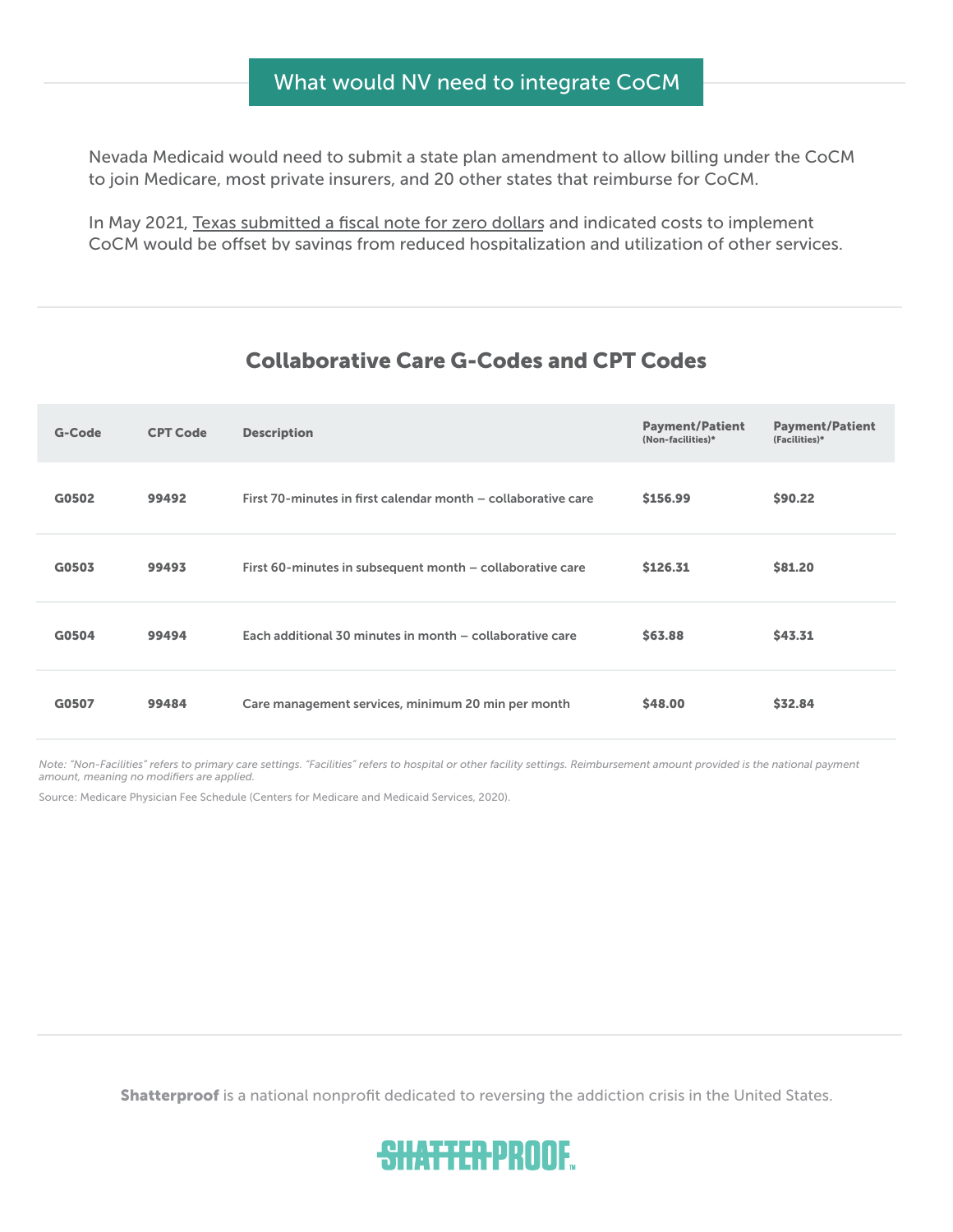## What would NV need to integrate CoCM

Nevada Medicaid would need to submit a state plan amendment to allow billing under the CoCM to join Medicare, most private insurers, and 20 other states that reimburse for CoCM.

In May 2021, Texas submitted a fiscal note for zero dollars and indicated costs to implement CoCM would be offset by savings from reduced hospitalization and utilization of other services.

## Collaborative Care G-Codes and CPT Codes

| G-Code | CPT Code | Description | Payment/Patient (Non-facilities)* | Payment/Patient (Facilities)* |
|---|---|---|---|---|
| **G0502** | **99492** | First 70-minutes in first calendar month – collaborative care | **$156.99** | **$90.22** |
| **G0503** | **99493** | First 60-minutes in subsequent month – collaborative care | **$126.31** | **$81.20** |
| **G0504** | **99494** | Each additional 30 minutes in month – collaborative care | **$63.88** | **$43.31** |
| **G0507** | **99484** | Care management services, minimum 20 min per month | **$48.00** | **$32.84** |

*Note: "Non-Facilities" refers to primary care settings. "Facilities" refers to hospital or other facility settings. Reimbursement amount provided is the national payment amount, meaning no modifiers are applied.*

Source: Medicare Physician Fee Schedule (Centers for Medicare and Medicaid Services, 2020).

**Shatterproof** is a national nonprofit dedicated to reversing the addiction crisis in the United States.

SHATTERPROOF™